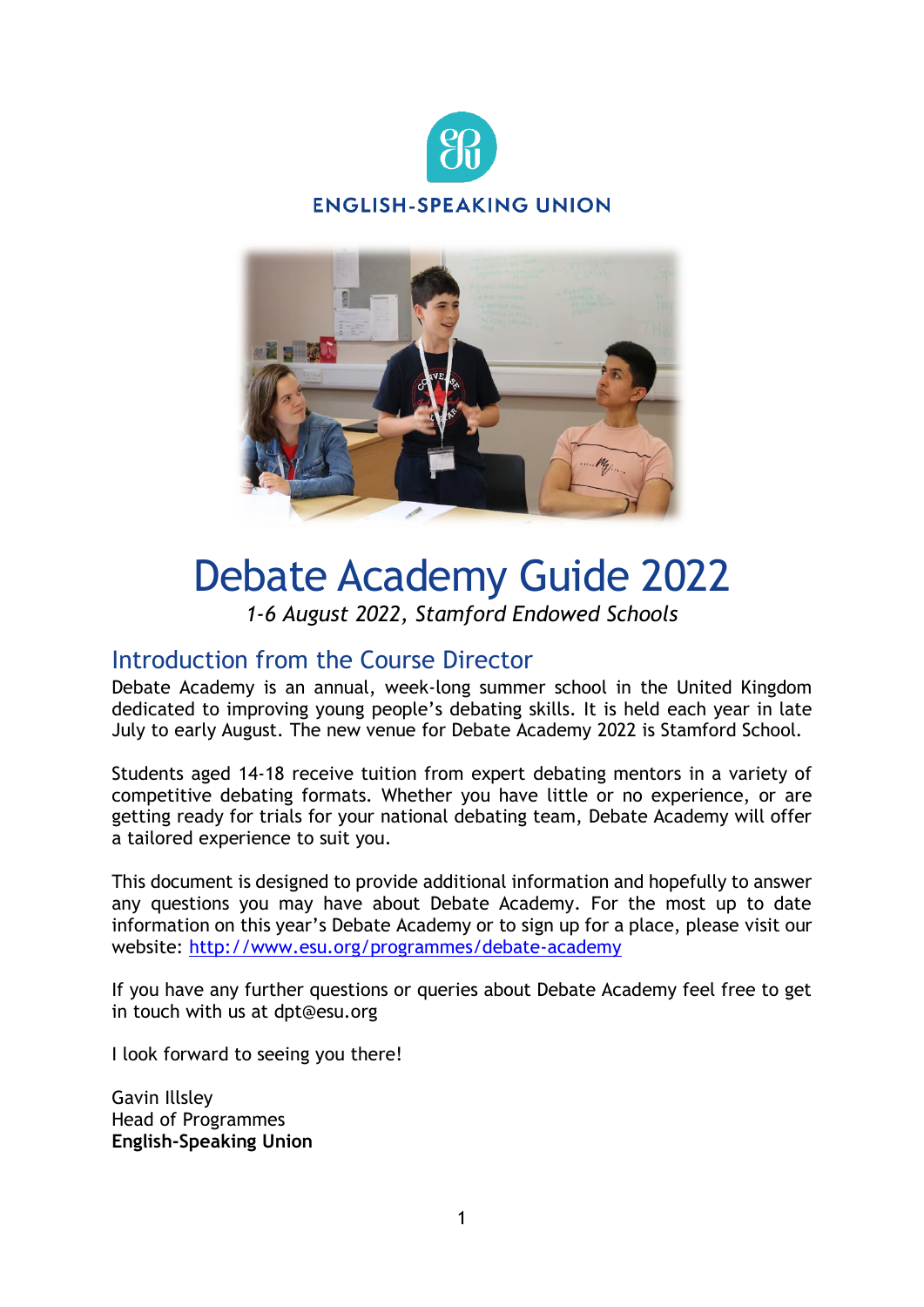ENGLISH-SPEAKING UNION

# Debate Academy Guide 2022

*1-6 August 2022, Stamford Endowed Schools*

## Introduction from the Course Director

Debate Academy is an annual, week-long summer school in the United Kingdom dedicated to improving young people's debating skills. It is held each year in late July to early August. The new venue for Debate Academy 2022 is Stamford School.

Students aged 14-18 receive tuition from expert debating mentors in a variety of competitive debating formats. Whether you have little or no experience, or are getting ready for trials for your national debating team, Debate Academy will offer a tailored experience to suit you.

This document is designed to provide additional information and hopefully to answer any questions you may have about Debate Academy. For the most up to date information on this year's Debate Academy or to sign up for a place, please visit our website: [http://www.esu.org/programmes/debate-academy](http://www.esu.org/programmes/debate-academy)

If you have any further questions or queries about Debate Academy feel free to get in touch with us at dpt@esu.org

I look forward to seeing you there!

Gavin Illsley
Head of Programmes
**English-Speaking Union**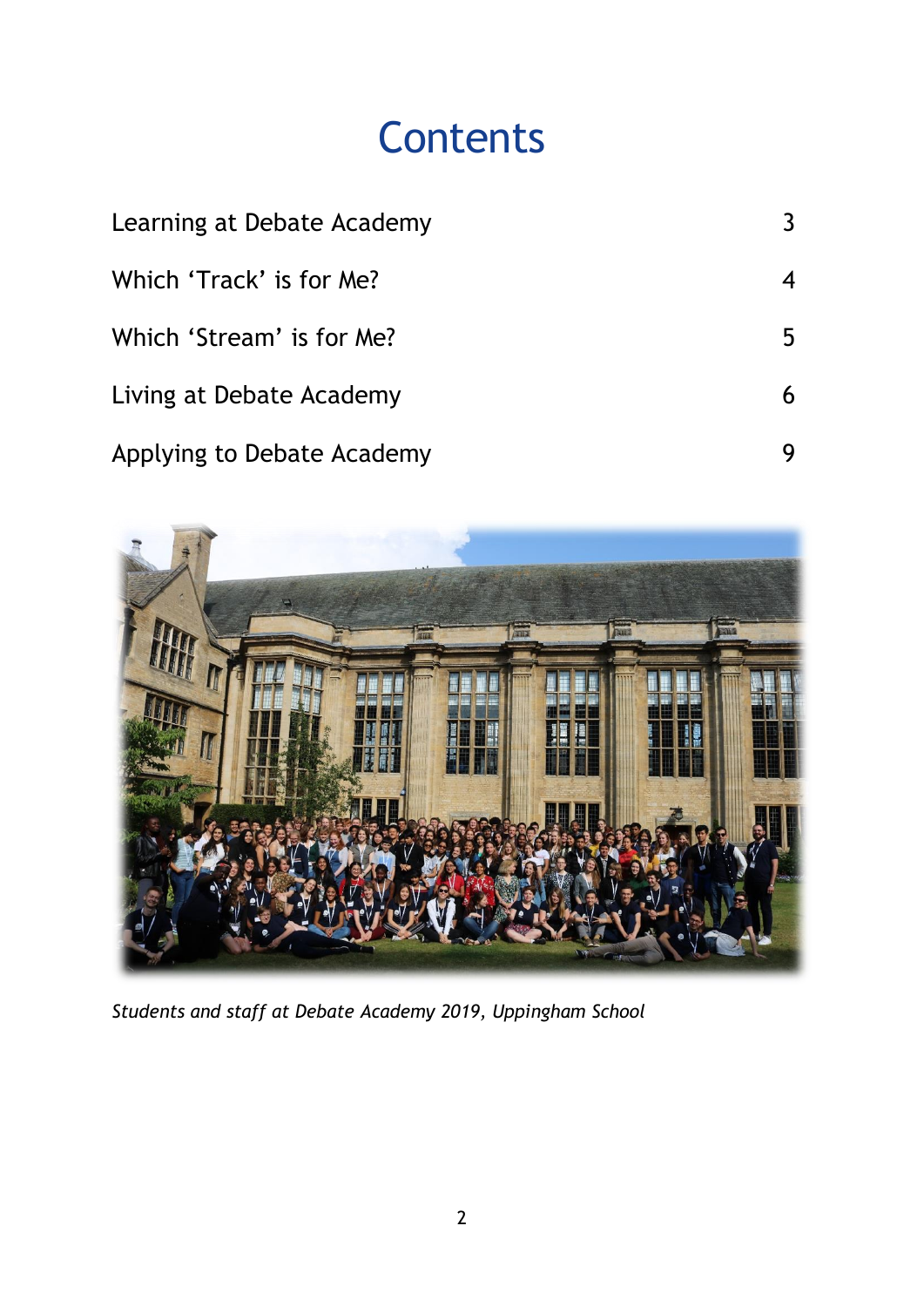# Contents

| | |
|---|---|
| Learning at Debate Academy | 3 |
| Which 'Track' is for Me? | 4 |
| Which 'Stream' is for Me? | 5 |
| Living at Debate Academy | 6 |
| Applying to Debate Academy | 9 |

*Students and staff at Debate Academy 2019, Uppingham School*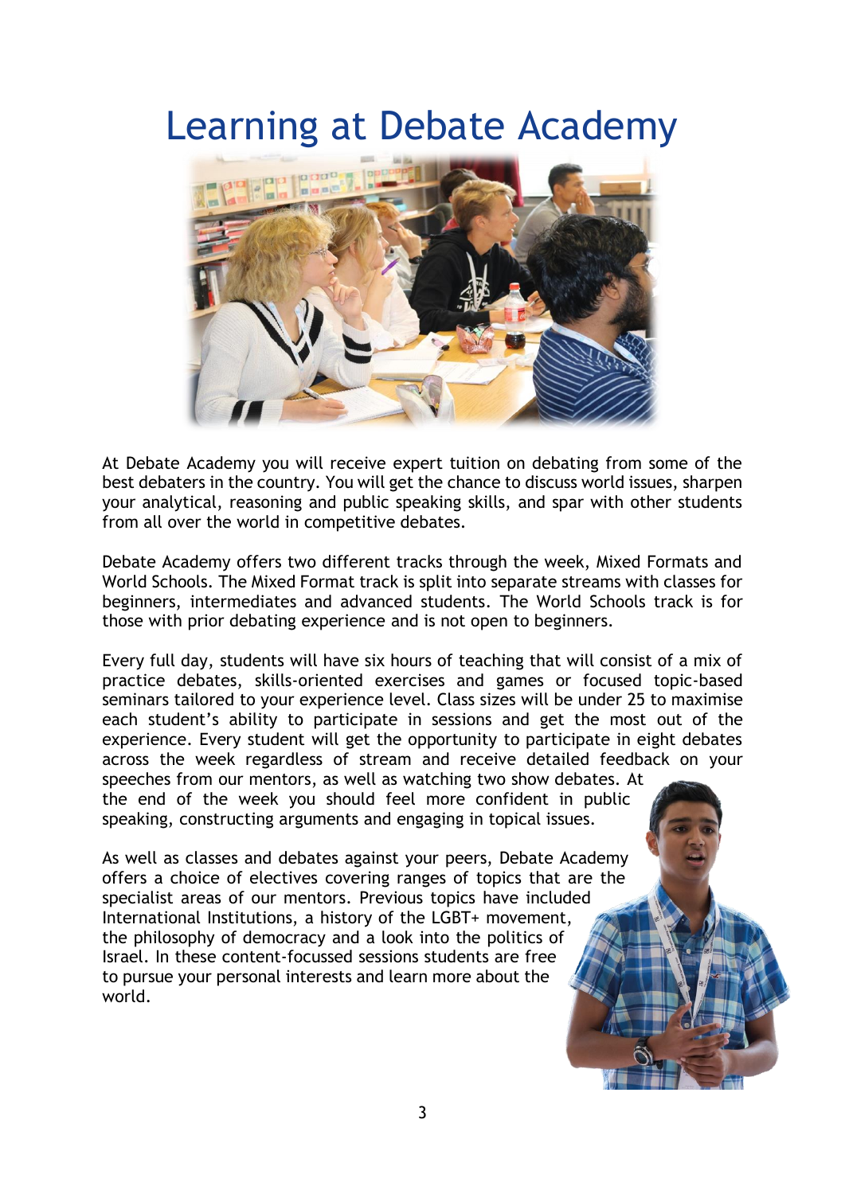# Learning at Debate Academy

At Debate Academy you will receive expert tuition on debating from some of the best debaters in the country. You will get the chance to discuss world issues, sharpen your analytical, reasoning and public speaking skills, and spar with other students from all over the world in competitive debates.

Debate Academy offers two different tracks through the week, Mixed Formats and World Schools. The Mixed Format track is split into separate streams with classes for beginners, intermediates and advanced students. The World Schools track is for those with prior debating experience and is not open to beginners.

Every full day, students will have six hours of teaching that will consist of a mix of practice debates, skills-oriented exercises and games or focused topic-based seminars tailored to your experience level. Class sizes will be under 25 to maximise each student's ability to participate in sessions and get the most out of the experience. Every student will get the opportunity to participate in eight debates across the week regardless of stream and receive detailed feedback on your speeches from our mentors, as well as watching two show debates. At the end of the week you should feel more confident in public speaking, constructing arguments and engaging in topical issues.

As well as classes and debates against your peers, Debate Academy offers a choice of electives covering ranges of topics that are the specialist areas of our mentors. Previous topics have included International Institutions, a history of the LGBT+ movement, the philosophy of democracy and a look into the politics of Israel. In these content-focussed sessions students are free to pursue your personal interests and learn more about the world.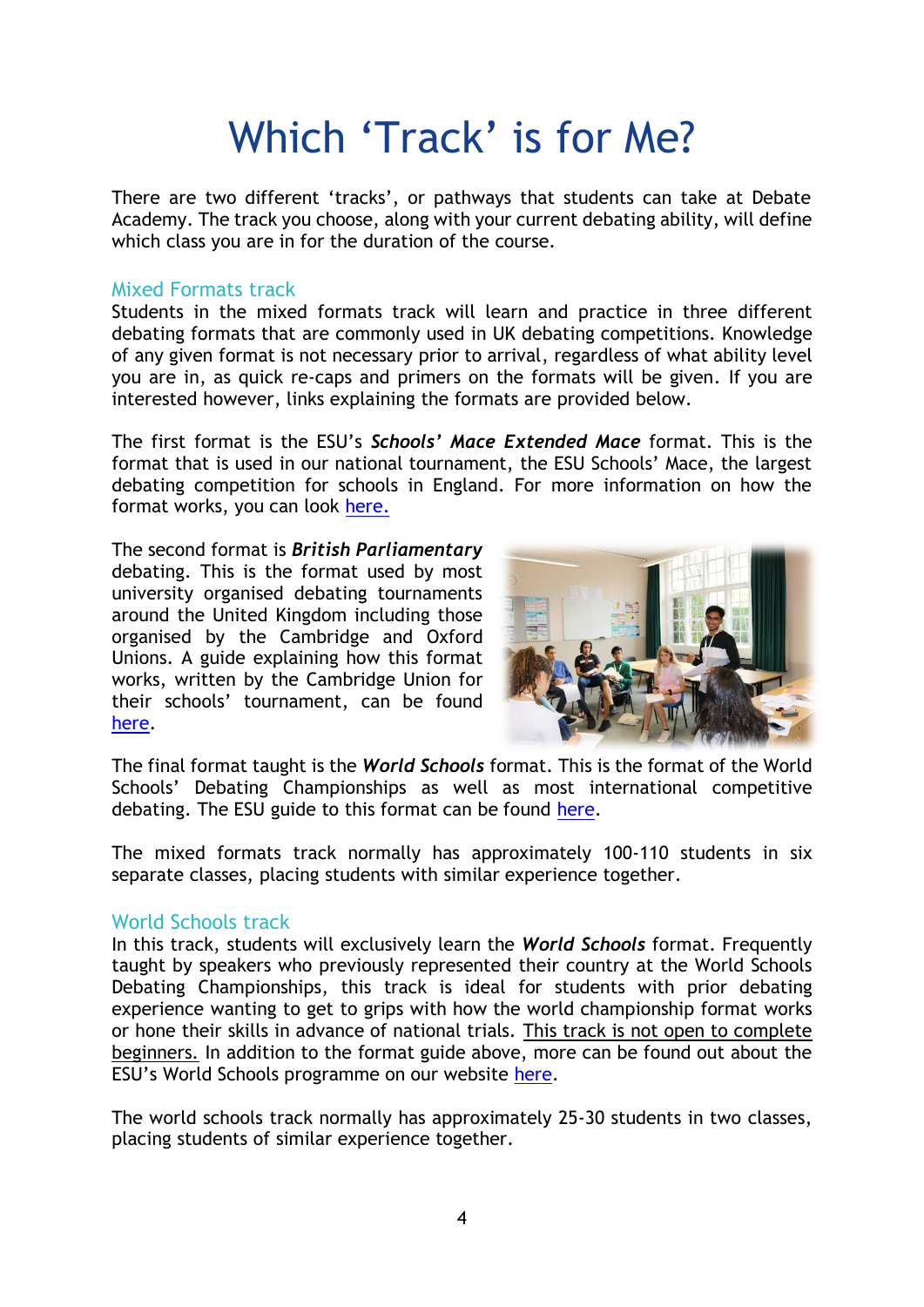# Which 'Track' is for Me?

There are two different 'tracks', or pathways that students can take at Debate Academy. The track you choose, along with your current debating ability, will define which class you are in for the duration of the course.

## Mixed Formats track

Students in the mixed formats track will learn and practice in three different debating formats that are commonly used in UK debating competitions. Knowledge of any given format is not necessary prior to arrival, regardless of what ability level you are in, as quick re-caps and primers on the formats will be given. If you are interested however, links explaining the formats are provided below.

The first format is the ESU's ***Schools' Mace Extended Mace*** format. This is the format that is used in our national tournament, the ESU Schools' Mace, the largest debating competition for schools in England. For more information on how the format works, you can look here.

The second format is ***British Parliamentary*** debating. This is the format used by most university organised debating tournaments around the United Kingdom including those organised by the Cambridge and Oxford Unions. A guide explaining how this format works, written by the Cambridge Union for their schools' tournament, can be found here.

The final format taught is the ***World Schools*** format. This is the format of the World Schools' Debating Championships as well as most international competitive debating. The ESU guide to this format can be found here.

The mixed formats track normally has approximately 100-110 students in six separate classes, placing students with similar experience together.

## World Schools track

In this track, students will exclusively learn the ***World Schools*** format. Frequently taught by speakers who previously represented their country at the World Schools Debating Championships, this track is ideal for students with prior debating experience wanting to get to grips with how the world championship format works or hone their skills in advance of national trials. <u>This track is not open to complete beginners.</u> In addition to the format guide above, more can be found out about the ESU's World Schools programme on our website here.

The world schools track normally has approximately 25-30 students in two classes, placing students of similar experience together.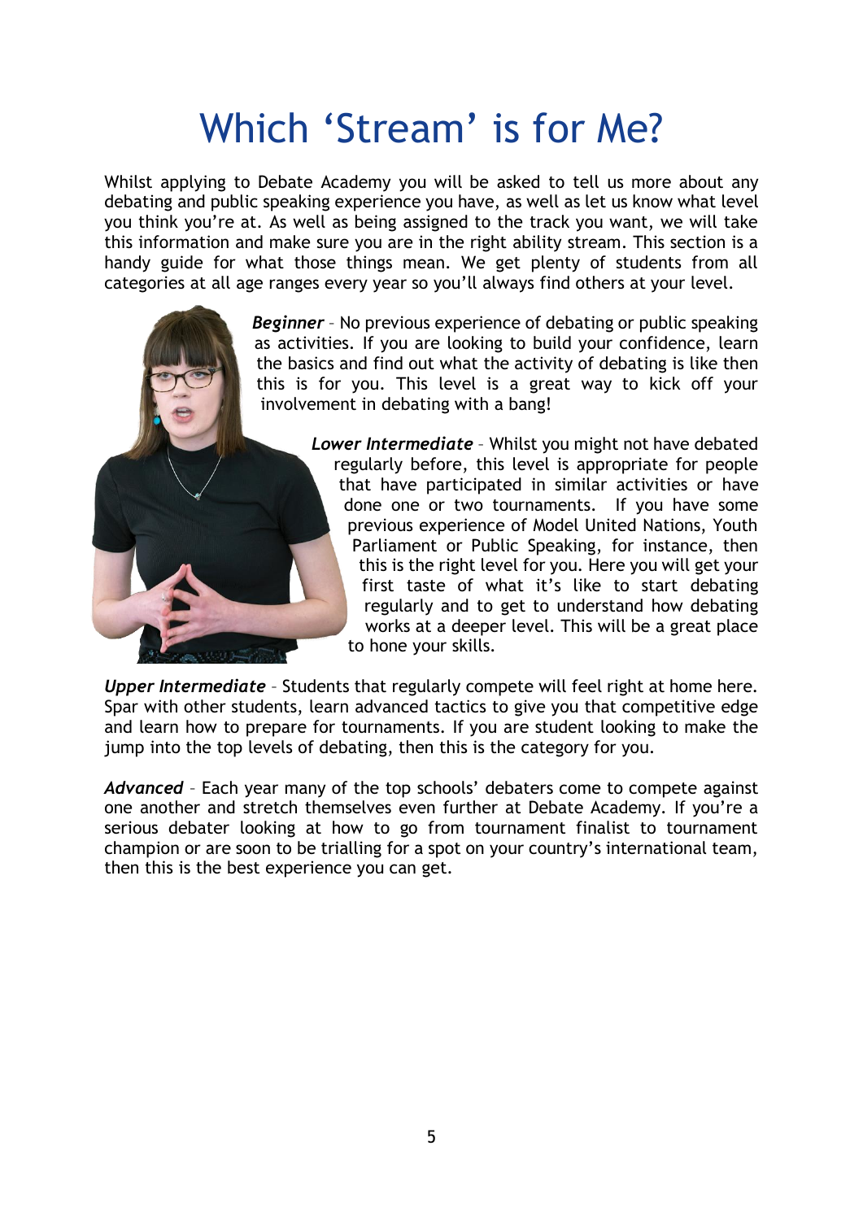# Which 'Stream' is for Me?

Whilst applying to Debate Academy you will be asked to tell us more about any debating and public speaking experience you have, as well as let us know what level you think you're at. As well as being assigned to the track you want, we will take this information and make sure you are in the right ability stream. This section is a handy guide for what those things mean. We get plenty of students from all categories at all age ranges every year so you'll always find others at your level.

***Beginner*** – No previous experience of debating or public speaking as activities. If you are looking to build your confidence, learn the basics and find out what the activity of debating is like then this is for you. This level is a great way to kick off your involvement in debating with a bang!

***Lower Intermediate*** – Whilst you might not have debated regularly before, this level is appropriate for people that have participated in similar activities or have done one or two tournaments. If you have some previous experience of Model United Nations, Youth Parliament or Public Speaking, for instance, then this is the right level for you. Here you will get your first taste of what it's like to start debating regularly and to get to understand how debating works at a deeper level. This will be a great place to hone your skills.

***Upper Intermediate*** – Students that regularly compete will feel right at home here. Spar with other students, learn advanced tactics to give you that competitive edge and learn how to prepare for tournaments. If you are student looking to make the jump into the top levels of debating, then this is the category for you.

***Advanced*** – Each year many of the top schools' debaters come to compete against one another and stretch themselves even further at Debate Academy. If you're a serious debater looking at how to go from tournament finalist to tournament champion or are soon to be trialling for a spot on your country's international team, then this is the best experience you can get.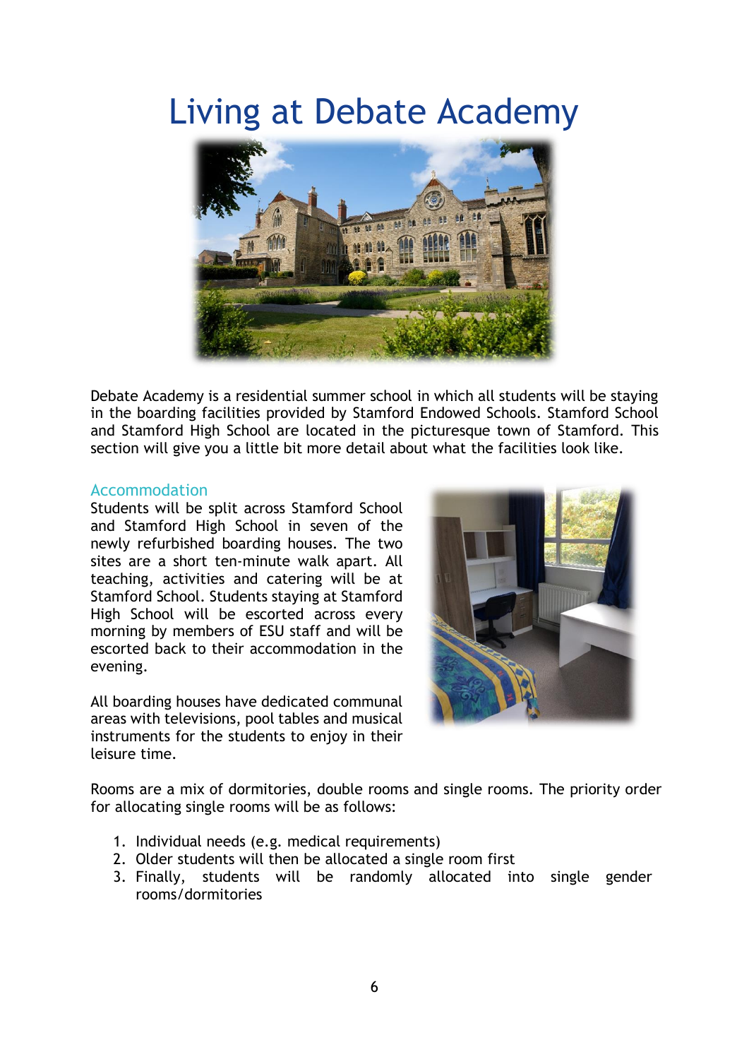# Living at Debate Academy

Debate Academy is a residential summer school in which all students will be staying in the boarding facilities provided by Stamford Endowed Schools. Stamford School and Stamford High School are located in the picturesque town of Stamford. This section will give you a little bit more detail about what the facilities look like.

## Accommodation

Students will be split across Stamford School and Stamford High School in seven of the newly refurbished boarding houses. The two sites are a short ten-minute walk apart. All teaching, activities and catering will be at Stamford School. Students staying at Stamford High School will be escorted across every morning by members of ESU staff and will be escorted back to their accommodation in the evening.

All boarding houses have dedicated communal areas with televisions, pool tables and musical instruments for the students to enjoy in their leisure time.

Rooms are a mix of dormitories, double rooms and single rooms. The priority order for allocating single rooms will be as follows:

1. Individual needs (e.g. medical requirements)
2. Older students will then be allocated a single room first
3. Finally, students will be randomly allocated into single gender rooms/dormitories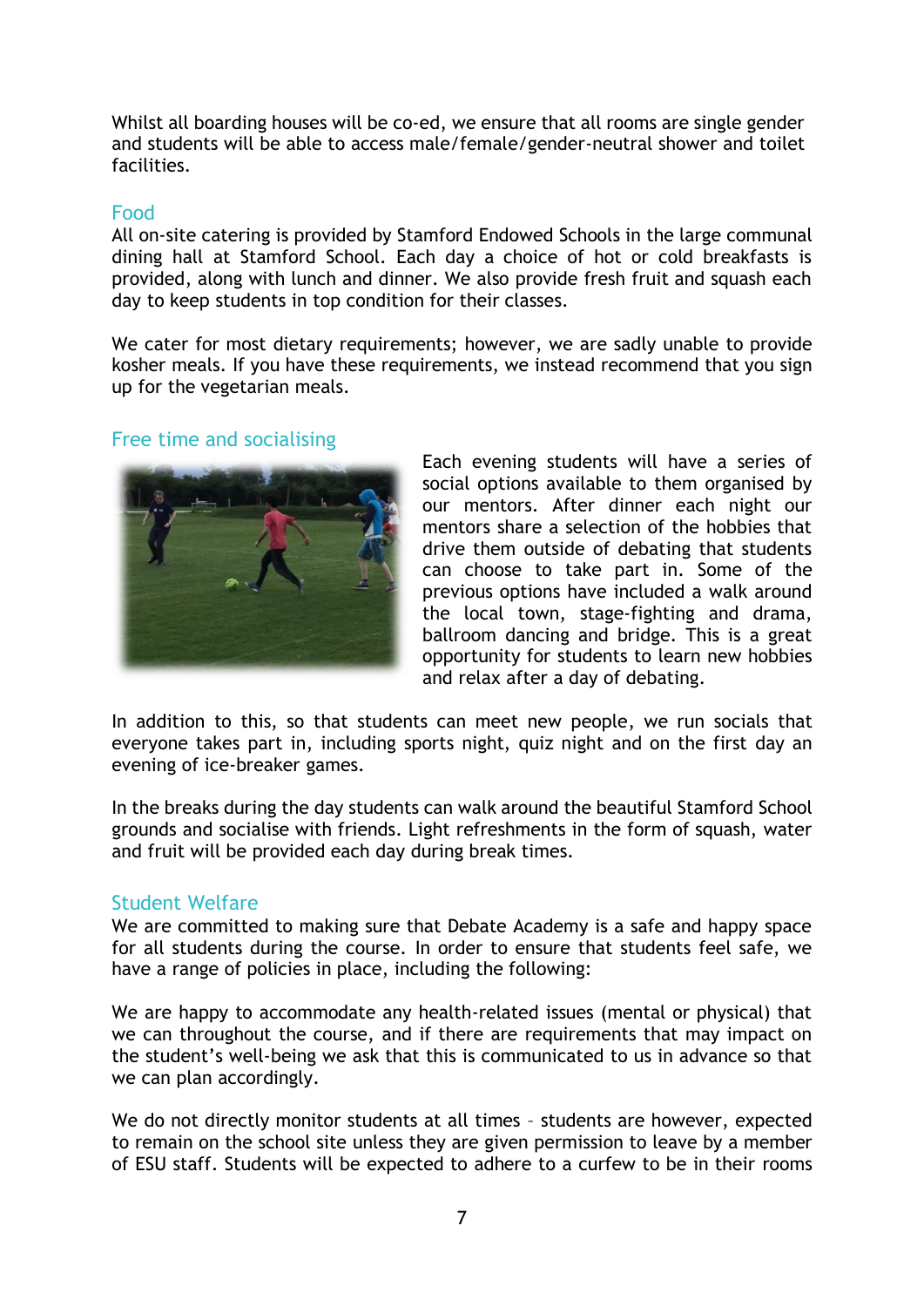Whilst all boarding houses will be co-ed, we ensure that all rooms are single gender and students will be able to access male/female/gender-neutral shower and toilet facilities.

## Food

All on-site catering is provided by Stamford Endowed Schools in the large communal dining hall at Stamford School. Each day a choice of hot or cold breakfasts is provided, along with lunch and dinner. We also provide fresh fruit and squash each day to keep students in top condition for their classes.

We cater for most dietary requirements; however, we are sadly unable to provide kosher meals. If you have these requirements, we instead recommend that you sign up for the vegetarian meals.

## Free time and socialising

Each evening students will have a series of social options available to them organised by our mentors. After dinner each night our mentors share a selection of the hobbies that drive them outside of debating that students can choose to take part in. Some of the previous options have included a walk around the local town, stage-fighting and drama, ballroom dancing and bridge. This is a great opportunity for students to learn new hobbies and relax after a day of debating.

In addition to this, so that students can meet new people, we run socials that everyone takes part in, including sports night, quiz night and on the first day an evening of ice-breaker games.

In the breaks during the day students can walk around the beautiful Stamford School grounds and socialise with friends. Light refreshments in the form of squash, water and fruit will be provided each day during break times.

## Student Welfare

We are committed to making sure that Debate Academy is a safe and happy space for all students during the course. In order to ensure that students feel safe, we have a range of policies in place, including the following:

We are happy to accommodate any health-related issues (mental or physical) that we can throughout the course, and if there are requirements that may impact on the student's well-being we ask that this is communicated to us in advance so that we can plan accordingly.

We do not directly monitor students at all times – students are however, expected to remain on the school site unless they are given permission to leave by a member of ESU staff. Students will be expected to adhere to a curfew to be in their rooms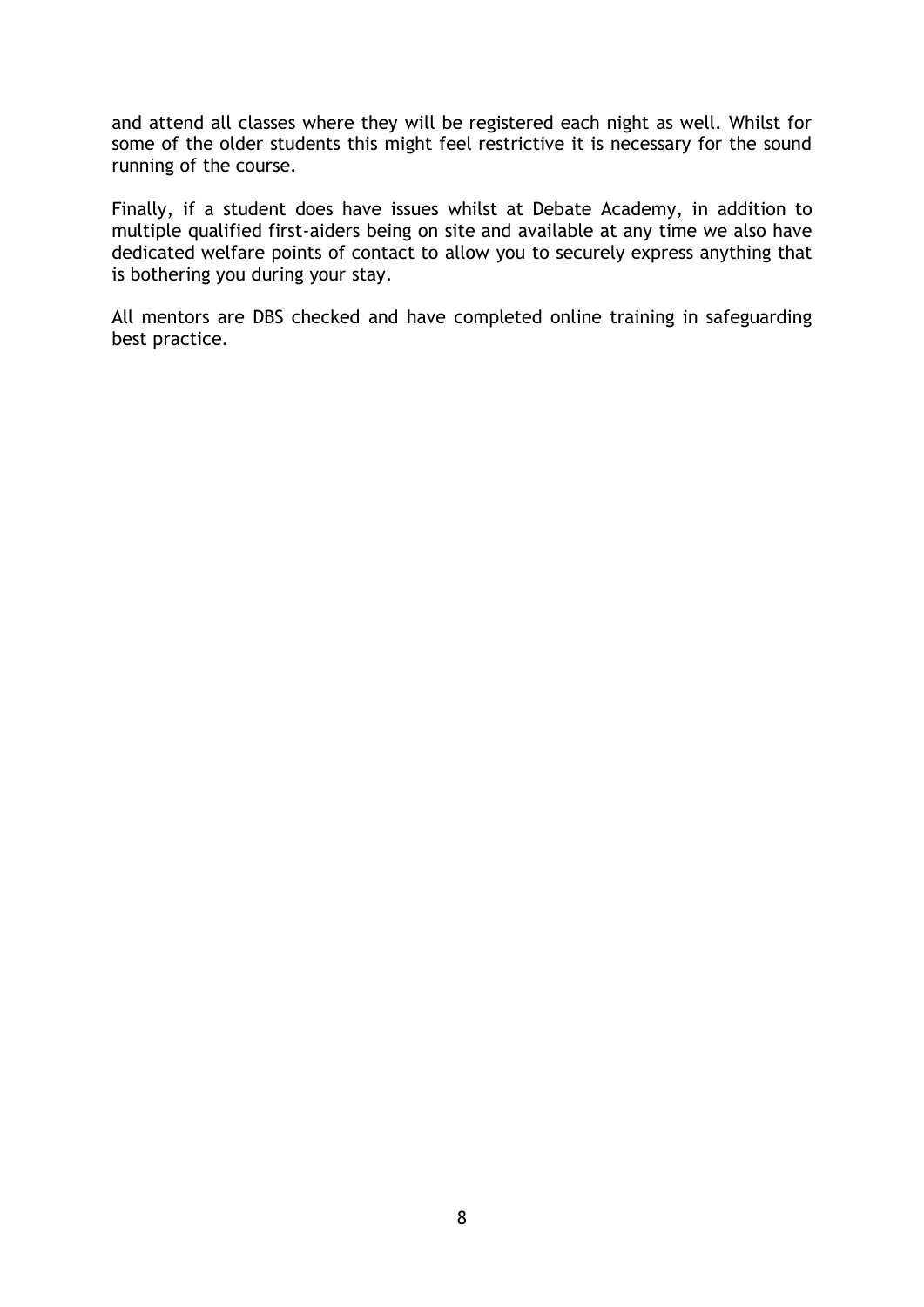and attend all classes where they will be registered each night as well. Whilst for some of the older students this might feel restrictive it is necessary for the sound running of the course.

Finally, if a student does have issues whilst at Debate Academy, in addition to multiple qualified first-aiders being on site and available at any time we also have dedicated welfare points of contact to allow you to securely express anything that is bothering you during your stay.

All mentors are DBS checked and have completed online training in safeguarding best practice.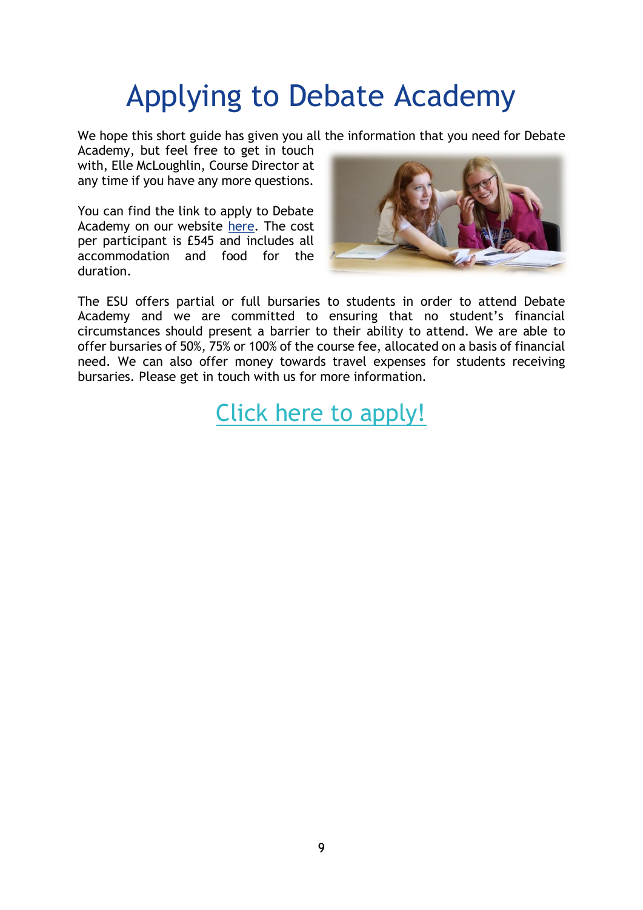# Applying to Debate Academy

We hope this short guide has given you all the information that you need for Debate Academy, but feel free to get in touch with, Elle McLoughlin, Course Director at any time if you have any more questions.

You can find the link to apply to Debate Academy on our website here. The cost per participant is £545 and includes all accommodation and food for the duration.

The ESU offers partial or full bursaries to students in order to attend Debate Academy and we are committed to ensuring that no student's financial circumstances should present a barrier to their ability to attend. We are able to offer bursaries of 50%, 75% or 100% of the course fee, allocated on a basis of financial need. We can also offer money towards travel expenses for students receiving bursaries. Please get in touch with us for more information.

## Click here to apply!